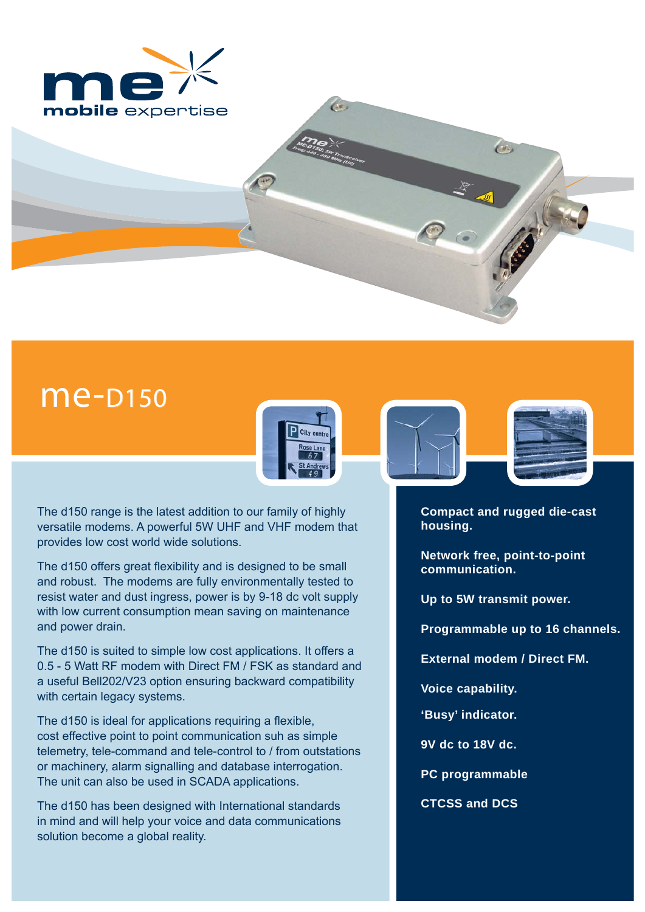# me-D150

The d150 range is the latest addition to our family of highly versatile modems. A powerful 5W UHF and VHF modem that provides low cost world wide solutions.

The d150 offers great flexibility and is designed to be small and robust. The modems are fully environmentally tested to resist water and dust ingress, power is by 9-18 dc volt supply with low current consumption mean saving on maintenance and power drain.

The d150 is suited to simple low cost applications. It offers a 0.5 - 5 Watt RF modem with Direct FM / FSK as standard and a useful Bell202/V23 option ensuring backward compatibility with certain legacy systems.

The d150 is ideal for applications requiring a flexible, cost effective point to point communication suh as simple telemetry, tele-command and tele-control to / from outstations or machinery, alarm signalling and database interrogation. The unit can also be used in SCADA applications.

The d150 has been designed with International standards in mind and will help your voice and data communications solution become a global reality.

**Compact and rugged die-cast housing.**

**Network free, point-to-point communication.**

**Up to 5W transmit power.**

**Programmable up to 16 channels.**

**External modem / Direct FM.**

**Voice capability.**

**'Busy' indicator.**

**9V dc to 18V dc.**

**PC programmable**

**CTCSS and DCS**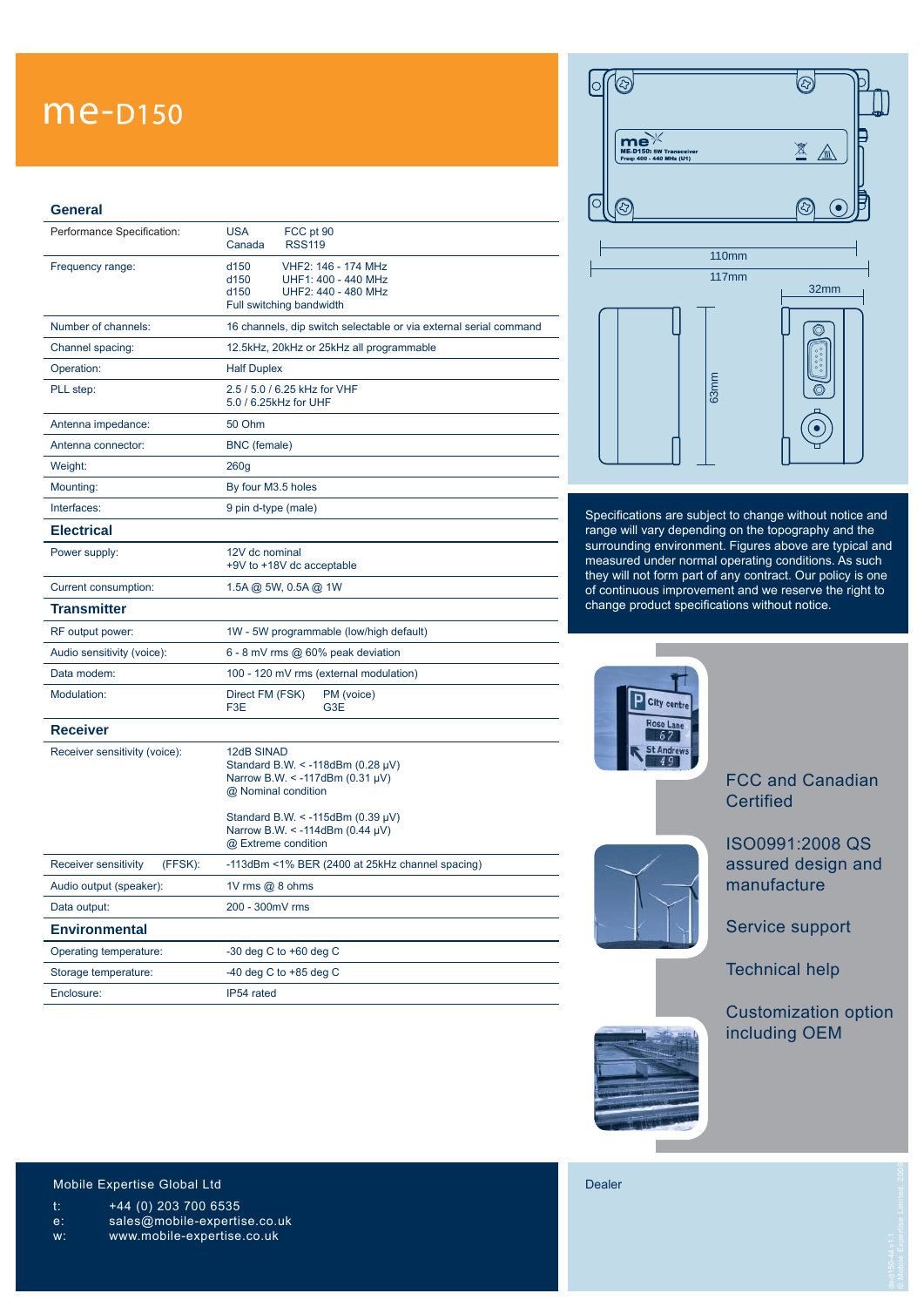# me-D150

## General

| | |
|---|---|
| Performance Specification: | USA FCC pt 90<br>Canada RSS119 |
| Frequency range: | d150 VHF2: 146 - 174 MHz<br>d150 UHF1: 400 - 440 MHz<br>d150 UHF2: 440 - 480 MHz<br>Full switching bandwidth |
| Number of channels: | 16 channels, dip switch selectable or via external serial command |
| Channel spacing: | 12.5kHz, 20kHz or 25kHz all programmable |
| Operation: | Half Duplex |
| PLL step: | 2.5 / 5.0 / 6.25 kHz for VHF<br>5.0 / 6.25kHz for UHF |
| Antenna impedance: | 50 Ohm |
| Antenna connector: | BNC (female) |
| Weight: | 260g |
| Mounting: | By four M3.5 holes |
| Interfaces: | 9 pin d-type (male) |

## Electrical

| | |
|---|---|
| Power supply: | 12V dc nominal<br>+9V to +18V dc acceptable |
| Current consumption: | 1.5A @ 5W, 0.5A @ 1W |

## Transmitter

| | |
|---|---|
| RF output power: | 1W - 5W programmable (low/high default) |
| Audio sensitivity (voice): | 6 - 8 mV rms @ 60% peak deviation |
| Data modem: | 100 - 120 mV rms (external modulation) |
| Modulation: | Direct FM (FSK) PM (voice)<br>F3E G3E |

## Receiver

| | |
|---|---|
| Receiver sensitivity (voice): | 12dB SINAD<br>Standard B.W. < -118dBm (0.28 µV)<br>Narrow B.W. < -117dBm (0.31 µV)<br>@ Nominal condition<br><br>Standard B.W. < -115dBm (0.39 µV)<br>Narrow B.W. < -114dBm (0.44 µV)<br>@ Extreme condition |
| Receiver sensitivity (FFSK): | -113dBm <1% BER (2400 at 25kHz channel spacing) |
| Audio output (speaker): | 1V rms @ 8 ohms |
| Data output: | 200 - 300mV rms |

## Environmental

| | |
|---|---|
| Operating temperature: | -30 deg C to +60 deg C |
| Storage temperature: | -40 deg C to +85 deg C |
| Enclosure: | IP54 rated |

me ME-D150: 5W Transceiver Freq: 400 - 440 MHz (U1)

110mm

117mm

32mm

63mm

Specifications are subject to change without notice and range will vary depending on the topography and the surrounding environment. Figures above are typical and measured under normal operating conditions. As such they will not form part of any contract. Our policy is one of continuous improvement and we reserve the right to change product specifications without notice.

FCC and Canadian Certified

ISO0991:2008 QS assured design and manufacture

Service support

Technical help

Customization option including OEM

Mobile Expertise Global Ltd

t: +44 (0) 203 700 6535
e: sales@mobile-expertise.co.uk
w: www.mobile-expertise.co.uk

Dealer

© Mobile Expertise Limited, 2009